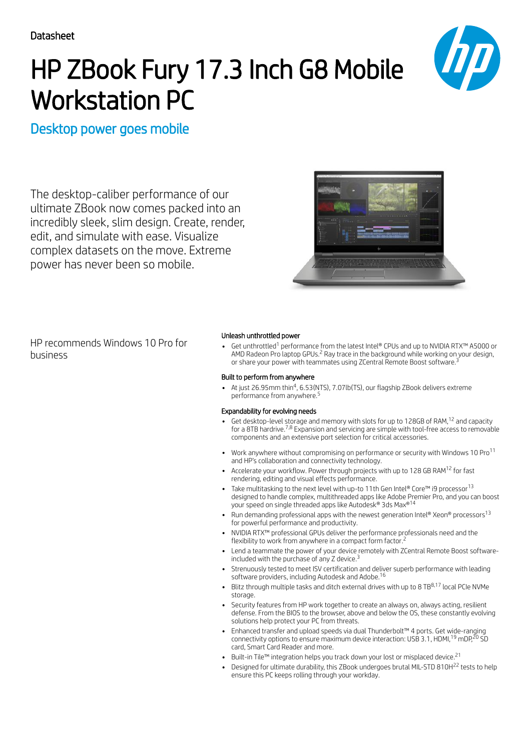Datasheet

# HP ZBook Fury 17.3 Inch G8 Mobile Workstation PC

## Desktop power goes mobile

The desktop-caliber performance of our ultimate ZBook now comes packed into an incredibly sleek, slim design. Create, render, edit, and simulate with ease. Visualize complex datasets on the move. Extreme power has never been so mobile.

HP recommends Windows 10 Pro for business

### Unleash unthrottled power

- Get unthrottled[1] performance from the latest Intel® CPUs and up to NVIDIA RTX™ A5000 or AMD Radeon Pro laptop GPUs.[2] Ray trace in the background while working on your design, or share your power with teammates using ZCentral Remote Boost software.[3]

### Built to perform from anywhere

- At just 26.95mm thin[4], 6.53(NTS), 7.07lb(TS), our flagship ZBook delivers extreme performance from anywhere.[5]

### Expandability for evolving needs

- Get desktop-level storage and memory with slots for up to 128GB of RAM,[12] and capacity for a 8TB hardrive.[7,8] Expansion and servicing are simple with tool-free access to removable components and an extensive port selection for critical accessories.
- Work anywhere without compromising on performance or security with Windows 10 Pro[11] and HP's collaboration and connectivity technology.
- Accelerate your workflow. Power through projects with up to 128 GB RAM[12] for fast rendering, editing and visual effects performance.
- Take multitasking to the next level with up-to 11th Gen Intel® Core™ i9 processor[13] designed to handle complex, multithreaded apps like Adobe Premier Pro, and you can boost your speed on single threaded apps like Autodesk® 3ds Max®[14]
- Run demanding professional apps with the newest generation Intel® Xeon® processors[13] for powerful performance and productivity.
- NVIDIA RTX™ professional GPUs deliver the performance professionals need and the flexibility to work from anywhere in a compact form factor.[2]
- Lend a teammate the power of your device remotely with ZCentral Remote Boost software-included with the purchase of any Z device.[3]
- Strenuously tested to meet ISV certification and deliver superb performance with leading software providers, including Autodesk and Adobe.[16]
- Blitz through multiple tasks and ditch external drives with up to 8 TB[8,17] local PCIe NVMe storage.
- Security features from HP work together to create an always on, always acting, resilient defense. From the BIOS to the browser, above and below the OS, these constantly evolving solutions help protect your PC from threats.
- Enhanced transfer and upload speeds via dual Thunderbolt™ 4 ports. Get wide-ranging connectivity options to ensure maximum device interaction: USB 3.1, HDMI,[19] mDP,[20] SD card, Smart Card Reader and more.
- Built-in Tile™ integration helps you track down your lost or misplaced device.[21]
- Designed for ultimate durability, this ZBook undergoes brutal MIL-STD 810H[22] tests to help ensure this PC keeps rolling through your workday.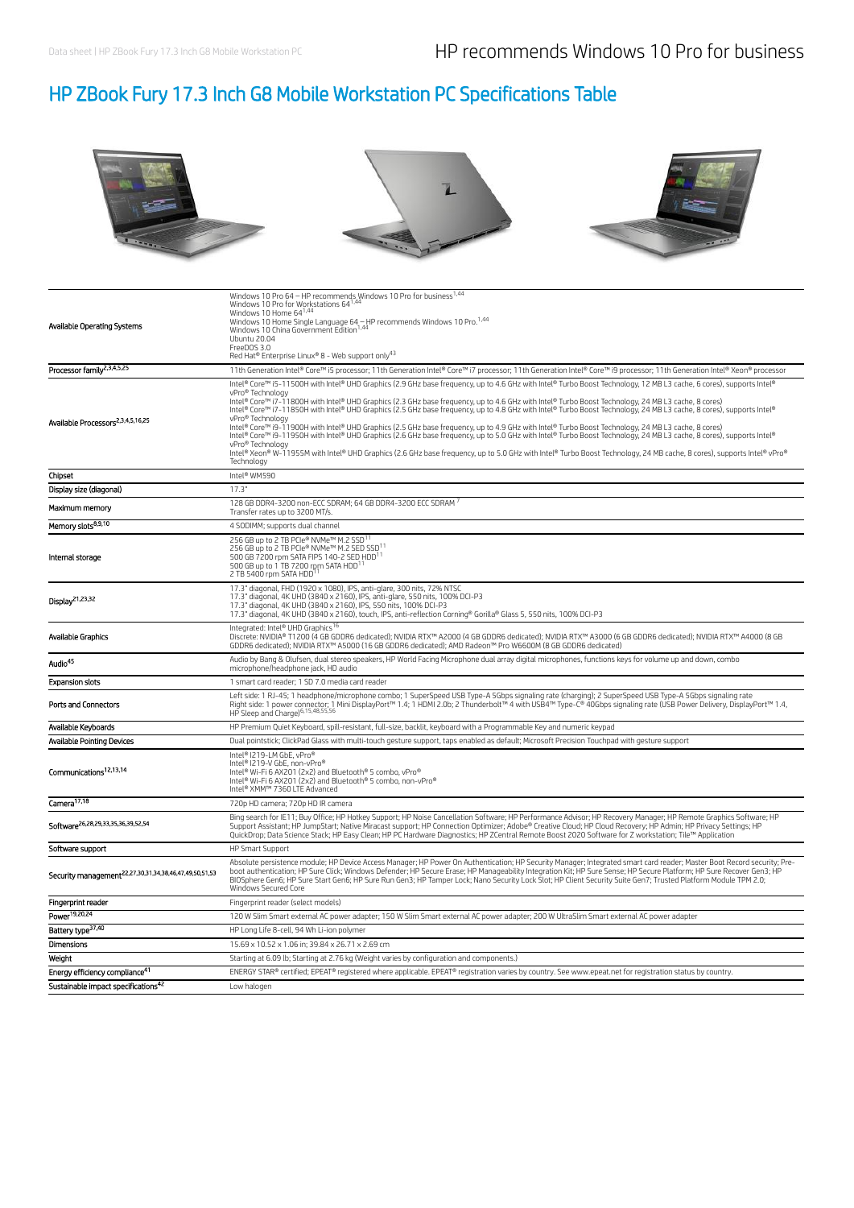# HP ZBook Fury 17.3 Inch G8 Mobile Workstation PC Specifications Table

| | |
|---|---|
| Available Operating Systems | Windows 10 Pro 64 – HP recommends Windows 10 Pro for business[1,44]<br>Windows 10 Pro for Workstations 64[1,44]<br>Windows 10 Home 64[1,44]<br>Windows 10 Home Single Language 64 – HP recommends Windows 10 Pro.[1,44]<br>Windows 10 China Government Edition[1,44]<br>Ubuntu 20.04<br>FreeDOS 3.0<br>Red Hat® Enterprise Linux® 8 - Web support only[43] |
| Processor family[2,3,4,5,25] | 11th Generation Intel® Core™ i5 processor; 11th Generation Intel® Core™ i7 processor; 11th Generation Intel® Core™ i9 processor; 11th Generation Intel® Xeon® processor |
| Available Processors[2,3,4,5,16,25] | Intel® Core™ i5-11500H with Intel® UHD Graphics (2.9 GHz base frequency, up to 4.6 GHz with Intel® Turbo Boost Technology, 12 MB L3 cache, 6 cores), supports Intel® vPro® Technology<br>Intel® Core™ i7-11800H with Intel® UHD Graphics (2.3 GHz base frequency, up to 4.6 GHz with Intel® Turbo Boost Technology, 24 MB L3 cache, 8 cores)<br>Intel® Core™ i7-11850H with Intel® UHD Graphics (2.5 GHz base frequency, up to 4.8 GHz with Intel® Turbo Boost Technology, 24 MB L3 cache, 8 cores), supports Intel® vPro® Technology<br>Intel® Core™ i9-11900H with Intel® UHD Graphics (2.5 GHz base frequency, up to 4.9 GHz with Intel® Turbo Boost Technology, 24 MB L3 cache, 8 cores)<br>Intel® Core™ i9-11950H with Intel® UHD Graphics (2.6 GHz base frequency, up to 5.0 GHz with Intel® Turbo Boost Technology, 24 MB L3 cache, 8 cores), supports Intel® vPro® Technology<br>Intel® Xeon® W-11955M with Intel® UHD Graphics (2.6 GHz base frequency, up to 5.0 GHz with Intel® Turbo Boost Technology, 24 MB cache, 8 cores), supports Intel® vPro® Technology |
| Chipset | Intel® WM590 |
| Display size (diagonal) | 17.3" |
| Maximum memory | 128 GB DDR4-3200 non-ECC SDRAM; 64 GB DDR4-3200 ECC SDRAM [7]<br>Transfer rates up to 3200 MT/s. |
| Memory slots[8,9,10] | 4 SODIMM; supports dual channel |
| Internal storage | 256 GB up to 2 TB PCIe® NVMe™ M.2 SSD[11]<br>256 GB up to 2 TB PCIe® NVMe™ M.2 SED SSD[11]<br>500 GB 7200 rpm SATA FIPS 140-2 SED HDD[11]<br>500 GB up to 1 TB 7200 rpm SATA HDD[11]<br>2 TB 5400 rpm SATA HDD[11] |
| Display[21,23,32] | 17.3" diagonal, FHD (1920 x 1080), IPS, anti-glare, 300 nits, 72% NTSC<br>17.3" diagonal, 4K UHD (3840 x 2160), IPS, anti-glare, 550 nits, 100% DCI-P3<br>17.3" diagonal, 4K UHD (3840 x 2160), IPS, 550 nits, 100% DCI-P3<br>17.3" diagonal, 4K UHD (3840 x 2160), touch, IPS, anti-reflection Corning® Gorilla® Glass 5, 550 nits, 100% DCI-P3 |
| Available Graphics | Integrated: Intel® UHD Graphics[16]<br>Discrete: NVIDIA® T1200 (4 GB GDDR6 dedicated); NVIDIA RTX™ A2000 (4 GB GDDR6 dedicated); NVIDIA RTX™ A3000 (6 GB GDDR6 dedicated); NVIDIA RTX™ A4000 (8 GB GDDR6 dedicated); NVIDIA RTX™ A5000 (16 GB GDDR6 dedicated); AMD Radeon™ Pro W6600M (8 GB GDDR6 dedicated) |
| Audio[45] | Audio by Bang & Olufsen, dual stereo speakers, HP World Facing Microphone dual array digital microphones, functions keys for volume up and down, combo microphone/headphone jack, HD audio |
| Expansion slots | 1 smart card reader; 1 SD 7.0 media card reader |
| Ports and Connectors | Left side: 1 RJ-45; 1 headphone/microphone combo; 1 SuperSpeed USB Type-A 5Gbps signaling rate (charging); 2 SuperSpeed USB Type-A 5Gbps signaling rate<br>Right side: 1 power connector; 1 Mini DisplayPort™ 1.4; 1 HDMI 2.0b; 2 Thunderbolt™ 4 with USB4™ Type-C® 40Gbps signaling rate (USB Power Delivery, DisplayPort™ 1.4, HP Sleep and Charge)[6,15,48,55,56] |
| Available Keyboards | HP Premium Quiet Keyboard, spill-resistant, full-size, backlit, keyboard with a Programmable Key and numeric keypad |
| Available Pointing Devices | Dual pointstick; ClickPad Glass with multi-touch gesture support, taps enabled as default; Microsoft Precision Touchpad with gesture support |
| Communications[12,13,14] | Intel® I219-LM GbE, vPro®<br>Intel® I219-V GbE, non-vPro®<br>Intel® Wi-Fi 6 AX201 (2x2) and Bluetooth® 5 combo, vPro®<br>Intel® Wi-Fi 6 AX201 (2x2) and Bluetooth® 5 combo, non-vPro®<br>Intel® XMM™ 7360 LTE Advanced |
| Camera[17,18] | 720p HD camera; 720p HD IR camera |
| Software[26,28,29,33,35,36,39,52,54] | Bing search for IE11; Buy Office; HP Hotkey Support; HP Noise Cancellation Software; HP Performance Advisor; HP Recovery Manager; HP Remote Graphics Software; HP Support Assistant; HP JumpStart; Native Miracast support; HP Connection Optimizer; Adobe® Creative Cloud; HP Cloud Recovery; HP Admin; HP Privacy Settings; HP QuickDrop; Data Science Stack; HP Easy Clean; HP PC Hardware Diagnostics; HP ZCentral Remote Boost 2020 Software for Z workstation; Tile™ Application |
| Software support | HP Smart Support |
| Security management[22,27,30,31,34,38,46,47,49,50,51,53] | Absolute persistence module; HP Device Access Manager; HP Power On Authentication; HP Security Manager; Integrated smart card reader; Master Boot Record security; Pre-boot authentication; HP Sure Click; Windows Defender; HP Secure Erase; HP Manageability Integration Kit; HP Sure Sense; HP Secure Platform; HP Sure Recover Gen3; HP BIOSphere Gen6; HP Sure Start Gen6; HP Sure Run Gen3; HP Tamper Lock; Nano Security Lock Slot; HP Client Security Suite Gen7; Trusted Platform Module TPM 2.0; Windows Secured Core |
| Fingerprint reader | Fingerprint reader (select models) |
| Power[19,20,24] | 120 W Slim Smart external AC power adapter; 150 W Slim Smart external AC power adapter; 200 W UltraSlim Smart external AC power adapter |
| Battery type[37,40] | HP Long Life 8-cell, 94 Wh Li-ion polymer |
| Dimensions | 15.69 x 10.52 x 1.06 in; 39.84 x 26.71 x 2.69 cm |
| Weight | Starting at 6.09 lb; Starting at 2.76 kg (Weight varies by configuration and components.) |
| Energy efficiency compliance[41] | ENERGY STAR® certified; EPEAT® registered where applicable. EPEAT® registration varies by country. See www.epeat.net for registration status by country. |
| Sustainable impact specifications[42] | Low halogen |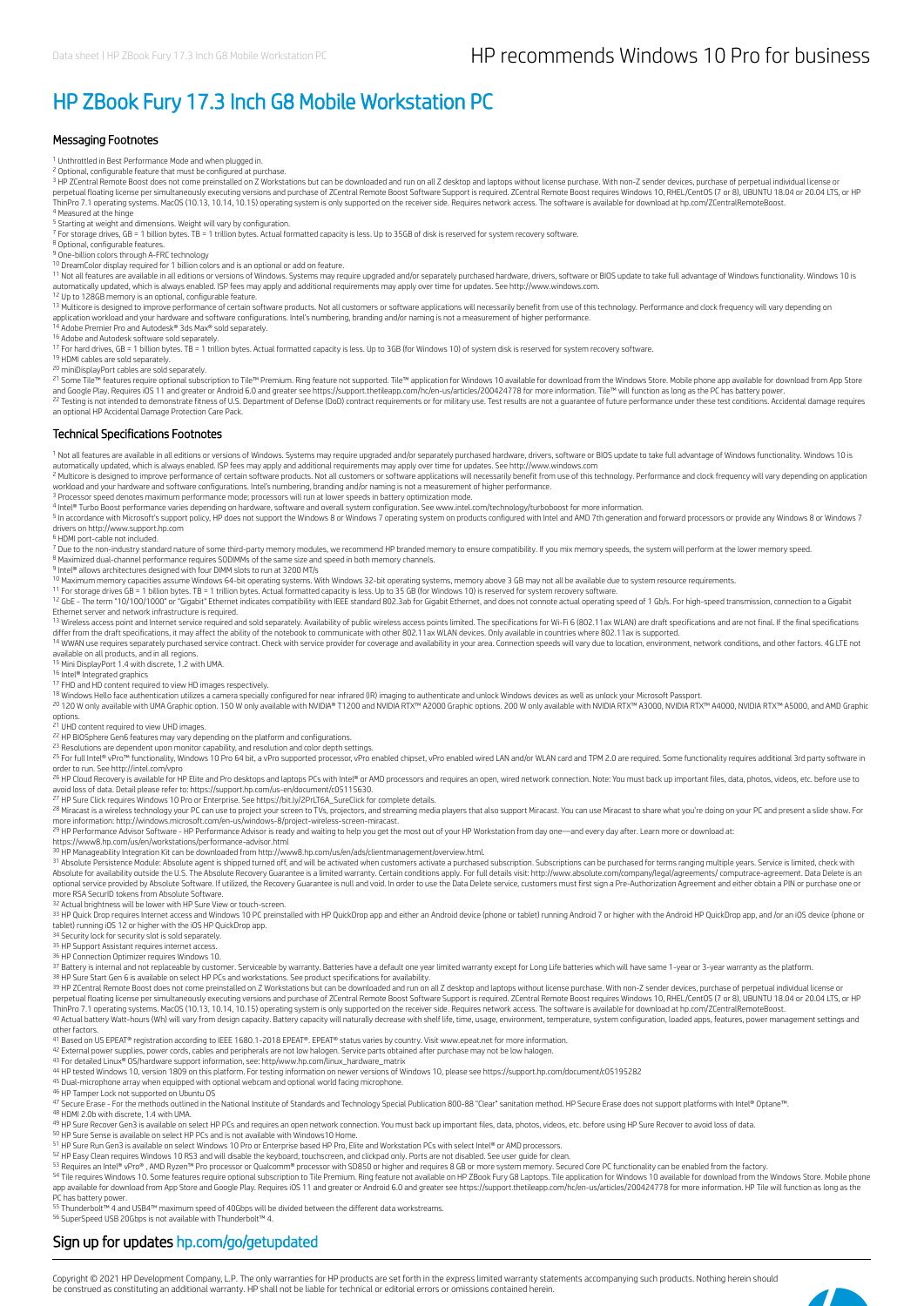# HP ZBook Fury 17.3 Inch G8 Mobile Workstation PC

## Messaging Footnotes

[1] Unthrottled in Best Performance Mode and when plugged in.
[2] Optional, configurable feature that must be configured at purchase.
[3] HP ZCentral Remote Boost does not come preinstalled on Z Workstations but can be downloaded and run on all Z desktop and laptops without license purchase. With non-Z sender devices, purchase of perpetual individual license or perpetual floating license per simultaneously executing versions and purchase of ZCentral Remote Boost Software Support is required. ZCentral Remote Boost requires Windows 10, RHEL/CentOS (7 or 8), UBUNTU 18.04 or 20.04 LTS, or HP ThinPro 7.1 operating systems. MacOS (10.13, 10.14, 10.15) operating system is only supported on the receiver side. Requires network access. The software is available for download at hp.com/ZCentralRemoteBoost.
[4] Measured at the hinge
[5] Starting at weight and dimensions. Weight will vary by configuration.
[7] For storage drives, GB = 1 billion bytes. TB = 1 trillion bytes. Actual formatted capacity is less. Up to 35GB of disk is reserved for system recovery software.
[8] Optional, configurable features.
[9] One-billion colors through A-FRC technology
[10] DreamColor display required for 1 billion colors and is an optional or add on feature.
[11] Not all features are available in all editions or versions of Windows. Systems may require upgraded and/or separately purchased hardware, drivers, software or BIOS update to take full advantage of Windows functionality. Windows 10 is automatically updated, which is always enabled. ISP fees may apply and additional requirements may apply over time for updates. See http://www.windows.com.
[12] Up to 128GB memory is an optional, configurable feature.
[13] Multicore is designed to improve performance of certain software products. Not all customers or software applications will necessarily benefit from use of this technology. Performance and clock frequency will vary depending on application workload and your hardware and software configurations. Intel's numbering, branding and/or naming is not a measurement of higher performance.
[14] Adobe Premier Pro and Autodesk® 3ds Max® sold separately.
[16] Adobe and Autodesk software sold separately.
[17] For hard drives, GB = 1 billion bytes. TB = 1 trillion bytes. Actual formatted capacity is less. Up to 3GB (for Windows 10) of system disk is reserved for system recovery software.
[19] HDMI cables are sold separately.
[20] miniDisplayPort cables are sold separately.
[21] Some Tile™ features require optional subscription to Tile™ Premium. Ring feature not supported. Tile™ application for Windows 10 available for download from the Windows Store. Mobile phone app available for download from App Store and Google Play. Requires iOS 11 and greater or Android 6.0 and greater see https://support.thetileapp.com/hc/en-us/articles/200424778 for more information. Tile™ will function as long as the PC has battery power.
[22] Testing is not intended to demonstrate fitness of U.S. Department of Defense (DoD) contract requirements or for military use. Test results are not a guarantee of future performance under these test conditions. Accidental damage requires an optional HP Accidental Damage Protection Care Pack.

## Technical Specifications Footnotes

[1] Not all features are available in all editions or versions of Windows. Systems may require upgraded and/or separately purchased hardware, drivers, software or BIOS update to take full advantage of Windows functionality. Windows 10 is automatically updated, which is always enabled. ISP fees may apply and additional requirements may apply over time for updates. See http://www.windows.com
[2] Multicore is designed to improve performance of certain software products. Not all customers or software applications will necessarily benefit from use of this technology. Performance and clock frequency will vary depending on application workload and your hardware and software configurations. Intel's numbering, branding and/or naming is not a measurement of higher performance.
[3] Processor speed denotes maximum performance mode; processors will run at lower speeds in battery optimization mode.
[4] Intel® Turbo Boost performance varies depending on hardware, software and overall system configuration. See www.intel.com/technology/turboboost for more information.
[5] In accordance with Microsoft's support policy, HP does not support the Windows 8 or Windows 7 operating system on products configured with Intel and AMD 7th generation and forward processors or provide any Windows 8 or Windows 7 drivers on http://www.support.hp.com
[6] HDMI port-cable not included.
[7] Due to the non-industry standard nature of some third-party memory modules, we recommend HP branded memory to ensure compatibility. If you mix memory speeds, the system will perform at the lower memory speed.
[8] Maximized dual-channel performance requires SODIMMs of the same size and speed in both memory channels.
[9] Intel® allows architectures designed with four DIMM slots to run at 3200 MT/s
[10] Maximum memory capacities assume Windows 64-bit operating systems. With Windows 32-bit operating systems, memory above 3 GB may not all be available due to system resource requirements.
[11] For storage drives GB = 1 billion bytes. TB = 1 trillion bytes. Actual formatted capacity is less. Up to 35 GB (for Windows 10) is reserved for system recovery software.
[12] GbE - The term "10/100/1000" or "Gigabit" Ethernet indicates compatibility with IEEE standard 802.3ab for Gigabit Ethernet, and does not connote actual operating speed of 1 Gb/s. For high-speed transmission, connection to a Gigabit Ethernet server and network infrastructure is required.
[13] Wireless access point and Internet service required and sold separately. Availability of public wireless access points limited. The specifications for Wi-Fi 6 (802.11ax WLAN) are draft specifications and are not final. If the final specifications differ from the draft specifications, it may affect the ability of the notebook to communicate with other 802.11ax WLAN devices. Only available in countries where 802.11ax is supported.
[14] WWAN use requires separately purchased service contract. Check with service provider for coverage and availability in your area. Connection speeds will vary due to location, environment, network conditions, and other factors. 4G LTE not available on all products, and in all regions.
[15] Mini DisplayPort 1.4 with discrete, 1.2 with UMA.
[16] Intel® Integrated graphics
[17] FHD and HD content required to view HD images respectively.
[18] Windows Hello face authentication utilizes a camera specially configured for near infrared (IR) imaging to authenticate and unlock Windows devices as well as unlock your Microsoft Passport.
[20] 120 W only available with UMA Graphic option. 150 W only available with NVIDIA® T1200 and NVIDIA RTX™ A2000 Graphic options. 200 W only available with NVIDIA RTX™ A3000, NVIDIA RTX™ A4000, NVIDIA RTX™ A5000, and AMD Graphic options.
[21] UHD content required to view UHD images.
[22] HP BIOSphere Gen6 features may vary depending on the platform and configurations.
[23] Resolutions are dependent upon monitor capability, and resolution and color depth settings.
[25] For full Intel® vPro™ functionality, Windows 10 Pro 64 bit, a vPro supported processor, vPro enabled chipset, vPro enabled wired LAN and/or WLAN card and TPM 2.0 are required. Some functionality requires additional 3rd party software in order to run. See http://intel.com/vpro
[26] HP Cloud Recovery is available for HP Elite and Pro desktops and laptops PCs with Intel® or AMD processors and requires an open, wired network connection. Note: You must back up important files, data, photos, videos, etc. before use to avoid loss of data. Detail please refer to: https://support.hp.com/us-en/document/c05115630.
[27] HP Sure Click requires Windows 10 Pro or Enterprise. See https://bit.ly/2PrLT6A_SureClick for complete details.
[28] Miracast is a wireless technology your PC can use to project your screen to TVs, projectors, and streaming media players that also support Miracast. You can use Miracast to share what you're doing on your PC and present a slide show. For more information: http://windows.microsoft.com/en-us/windows-8/project-wireless-screen-miracast.
[29] HP Performance Advisor Software - HP Performance Advisor is ready and waiting to help you get the most out of your HP Workstation from day one—and every day after. Learn more or download at: https://www8.hp.com/us/en/workstations/performance-advisor.html
[30] HP Manageability Integration Kit can be downloaded from http://www8.hp.com/us/en/ads/clientmanagement/overview.html.
[31] Absolute Persistence Module: Absolute agent is shipped turned off, and will be activated when customers activate a purchased subscription. Subscriptions can be purchased for terms ranging multiple years. Service is limited, check with Absolute for availability outside the U.S. The Absolute Recovery Guarantee is a limited warranty. Certain conditions apply. For full details visit: http://www.absolute.com/company/legal/agreements/ computrace-agreement. Data Delete is an optional service provided by Absolute Software. If utilized, the Recovery Guarantee is null and void. In order to use the Data Delete service, customers must first sign a Pre-Authorization Agreement and either obtain a PIN or purchase one or more RSA SecurID tokens from Absolute Software.
[32] Actual brightness will be lower with HP Sure View or touch-screen.
[33] HP Quick Drop requires Internet access and Windows 10 PC preinstalled with HP QuickDrop app and either an Android device (phone or tablet) running Android 7 or higher with the Android HP QuickDrop app, and /or an iOS device (phone or tablet) running iOS 12 or higher with the iOS HP QuickDrop app.
[34] Security lock for security slot is sold separately.
[35] HP Support Assistant requires internet access.
[36] HP Connection Optimizer requires Windows 10.
[37] Battery is internal and not replaceable by customer. Serviceable by warranty. Batteries have a default one year limited warranty except for Long Life batteries which will have same 1-year or 3-year warranty as the platform.
[38] HP Sure Start Gen 6 is available on select HP PCs and workstations. See product specifications for availability.
[39] HP ZCentral Remote Boost does not come preinstalled on Z Workstations but can be downloaded and run on all Z desktop and laptops without license purchase. With non-Z sender devices, purchase of perpetual individual license or perpetual floating license per simultaneously executing versions and purchase of ZCentral Remote Boost Software Support is required. ZCentral Remote Boost requires Windows 10, RHEL/CentOS (7 or 8), UBUNTU 18.04 or 20.04 LTS, or HP ThinPro 7.1 operating systems. MacOS (10.13, 10.14, 10.15) operating system is only supported on the receiver side. Requires network access. The software is available for download at hp.com/ZCentralRemoteBoost.
[40] Actual battery Watt-hours (Wh) will vary from design capacity. Battery capacity will naturally decrease with shelf life, time, usage, environment, temperature, system configuration, loaded apps, features, power management settings and other factors.
[41] Based on US EPEAT® registration according to IEEE 1680.1-2018 EPEAT®. EPEAT® status varies by country. Visit www.epeat.net for more information.
[42] External power supplies, power cords, cables and peripherals are not low halogen. Service parts obtained after purchase may not be low halogen.
[43] For detailed Linux® OS/hardware support information, see: http/www.hp.com/linux_hardware_matrix
[44] HP tested Windows 10, version 1809 on this platform. For testing information on newer versions of Windows 10, please see https://support.hp.com/document/c05195282
[45] Dual-microphone array when equipped with optional webcam and optional world facing microphone.
[46] HP Tamper Lock not supported on Ubuntu OS
[47] Secure Erase - For the methods outlined in the National Institute of Standards and Technology Special Publication 800-88 "Clear" sanitation method. HP Secure Erase does not support platforms with Intel® Optane™.
[48] HDMI 2.0b with discrete, 1.4 with UMA.
[49] HP Sure Recover Gen3 is available on select HP PCs and requires an open network connection. You must back up important files, data, photos, videos, etc. before using HP Sure Recover to avoid loss of data.
[50] HP Sure Sense is available on select HP PCs and is not available with Windows10 Home.
[51] HP Sure Run Gen3 is available on select Windows 10 Pro or Enterprise based HP Pro, Elite and Workstation PCs with select Intel® or AMD processors.
[52] HP Easy Clean requires Windows 10 RS3 and will disable the keyboard, touchscreen, and clickpad only. Ports are not disabled. See user guide for clean.
[53] Requires an Intel® vPro® , AMD Ryzen™ Pro processor or Qualcomm® processor with SD850 or higher and requires 8 GB or more system memory. Secured Core PC functionality can be enabled from the factory.
[54] Tile requires Windows 10. Some features require optional subscription to Tile Premium. Ring feature not available on HP ZBook Fury G8 Laptops. Tile application for Windows 10 available for download from the Windows Store. Mobile phone app available for download from App Store and Google Play. Requires iOS 11 and greater or Android 6.0 and greater see https://support.thetileapp.com/hc/en-us/articles/200424778 for more information. HP Tile will function as long as the PC has battery power.
[55] Thunderbolt™ 4 and USB4™ maximum speed of 40Gbps will be divided between the different data workstreams.
[56] SuperSpeed USB 20Gbps is not available with Thunderbolt™ 4.

## Sign up for updates hp.com/go/getupdated

Copyright © 2021 HP Development Company, L.P. The only warranties for HP products are set forth in the express limited warranty statements accompanying such products. Nothing herein should be construed as constituting an additional warranty. HP shall not be liable for technical or editorial errors or omissions contained herein.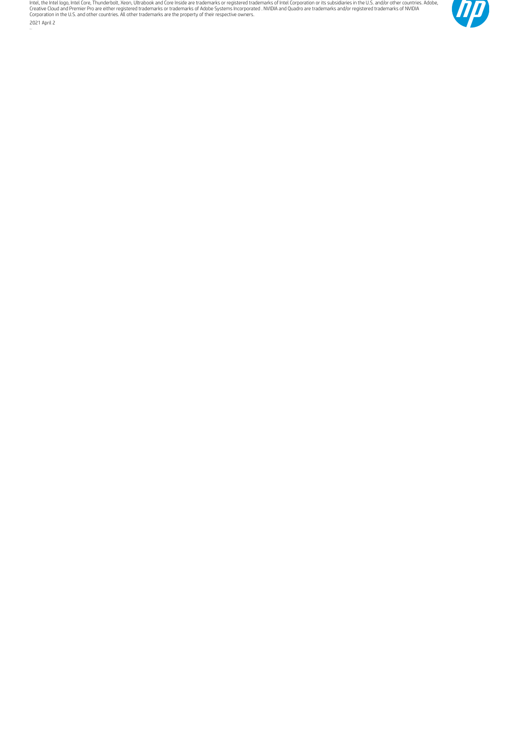Intel, the Intel logo, Intel Core, Thunderbolt, Xeon, Ultrabook and Core Inside are trademarks or registered trademarks of Intel Corporation or its subsidiaries in the U.S. and/or other countries. Adobe, Creative Cloud and Premier Pro are either registered trademarks or trademarks of Adobe Systems Incorporated . NVIDIA and Quadro are trademarks and/or registered trademarks of NVIDIA Corporation in the U.S. and other countries. All other trademarks are the property of their respective owners.

2021 April 2